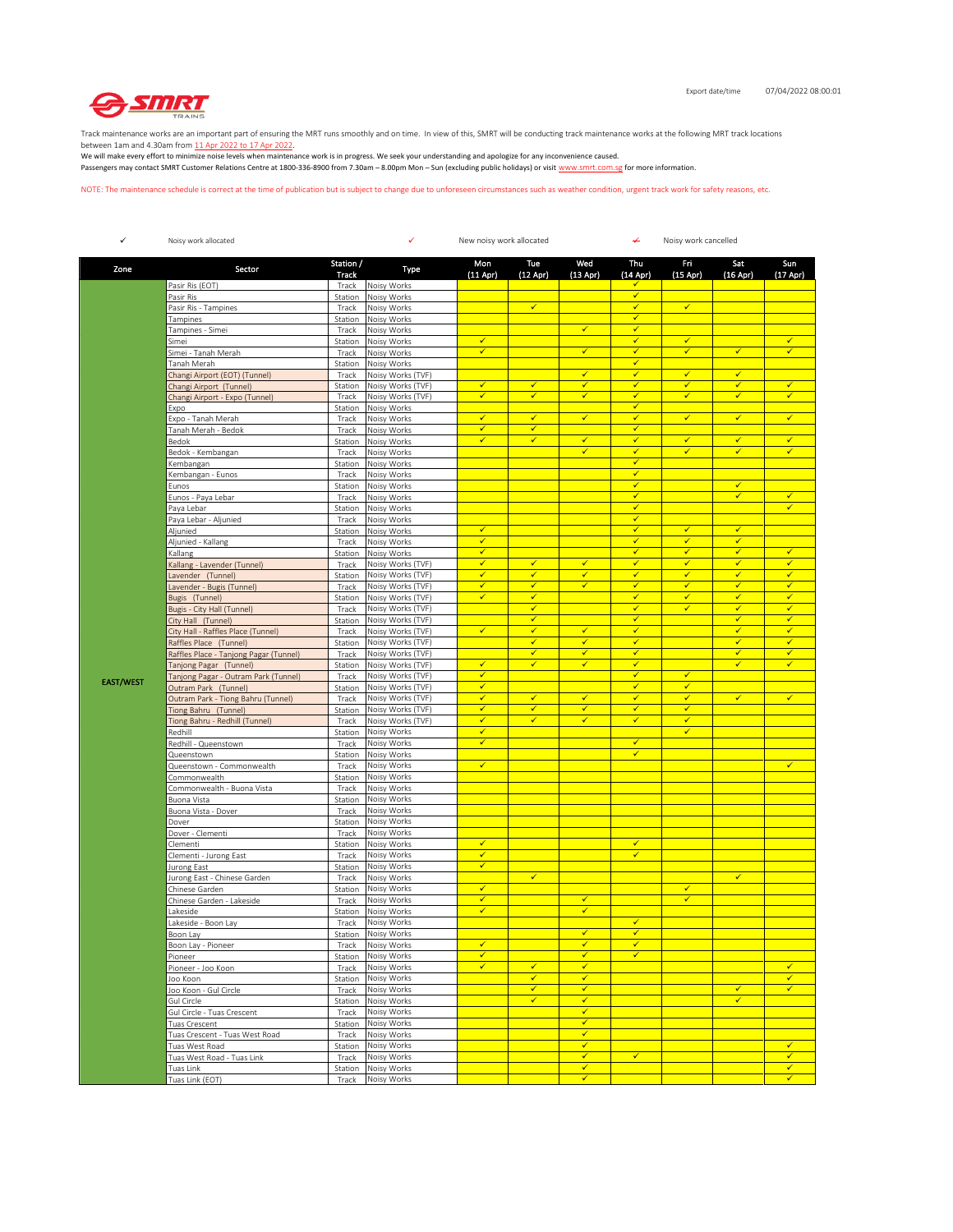Export date/time 07/04/2022 08:00:01

Track maintenance works are an important part of ensuring the MRT runs smoothly and on time. In view of this, SMRT will be conducting track maintenance works at the following MRT track locations between 1am and 4.30am from 11 Apr 2022 to 17 Apr 2022.
We will make every effort to minimize noise levels when maintenance work is in progress. We seek your understanding and apologize for any inconvenience caused.
Passengers may contact SMRT Customer Relations Centre at 1800-336-8900 from 7.30am – 8.00pm Mon – Sun (excluding public holidays) or visit www.smrt.com.sg for more information.

NOTE: The maintenance schedule is correct at the time of publication but is subject to change due to unforeseen circumstances such as weather condition, urgent track work for safety reasons, etc.

✓ Noisy work allocated | ✓ New noisy work allocated | ~~✓~~ Noisy work cancelled

| Zone | Sector | Station / Track | Type | Mon (11 Apr) | Tue (12 Apr) | Wed (13 Apr) | Thu (14 Apr) | Fri (15 Apr) | Sat (16 Apr) | Sun (17 Apr) |
|---|---|---|---|---|---|---|---|---|---|---|
| EAST/WEST | Pasir Ris (EOT) | Track | Noisy Works | | | | ✓ | | | |
| | Pasir Ris | Station | Noisy Works | | | | ✓ | | | |
| | Pasir Ris - Tampines | Track | Noisy Works | | ✓ | | ✓ | ✓ | | |
| | Tampines | Station | Noisy Works | | | | ✓ | | | |
| | Tampines - Simei | Track | Noisy Works | | | ✓ | ✓ | | | |
| | Simei | Station | Noisy Works | ✓ | | | ✓ | ✓ | | ✓ |
| | Simei - Tanah Merah | Track | Noisy Works | ✓ | | ✓ | ✓ | ✓ | ✓ | ✓ |
| | Tanah Merah | Station | Noisy Works | | | | ✓ | | | |
| | Changi Airport (EOT) (Tunnel) | Track | Noisy Works (TVF) | | | ✓ | ✓ | ✓ | ✓ | |
| | Changi Airport (Tunnel) | Station | Noisy Works (TVF) | ✓ | ✓ | ✓ | ✓ | ✓ | ✓ | ✓ |
| | Changi Airport - Expo (Tunnel) | Track | Noisy Works (TVF) | ✓ | ✓ | ✓ | ✓ | ✓ | ✓ | ✓ |
| | Expo | Station | Noisy Works | | | | ✓ | | | |
| | Expo - Tanah Merah | Track | Noisy Works | ✓ | ✓ | ✓ | ✓ | ✓ | ✓ | ✓ |
| | Tanah Merah - Bedok | Track | Noisy Works | ✓ | ✓ | | ✓ | | | |
| | Bedok | Station | Noisy Works | ✓ | ✓ | ✓ | ✓ | ✓ | ✓ | ✓ |
| | Bedok - Kembangan | Track | Noisy Works | | | ✓ | ✓ | ✓ | ✓ | ✓ |
| | Kembangan | Station | Noisy Works | | | | ✓ | | | |
| | Kembangan - Eunos | Track | Noisy Works | | | | ✓ | | | |
| | Eunos | Station | Noisy Works | | | | ✓ | | ✓ | |
| | Eunos - Paya Lebar | Track | Noisy Works | | | | ✓ | | ✓ | ✓ |
| | Paya Lebar | Station | Noisy Works | | | | ✓ | | | ✓ |
| | Paya Lebar - Aljunied | Track | Noisy Works | | | | ✓ | | | |
| | Aljunied | Station | Noisy Works | ✓ | | | ✓ | ✓ | ✓ | |
| | Aljunied - Kallang | Track | Noisy Works | ✓ | | | ✓ | ✓ | ✓ | |
| | Kallang | Station | Noisy Works | ✓ | | | ✓ | ✓ | ✓ | ✓ |
| | Kallang - Lavender (Tunnel) | Track | Noisy Works (TVF) | ✓ | ✓ | ✓ | ✓ | ✓ | ✓ | ✓ |
| | Lavender (Tunnel) | Station | Noisy Works (TVF) | ✓ | ✓ | ✓ | ✓ | ✓ | ✓ | ✓ |
| | Lavender - Bugis (Tunnel) | Track | Noisy Works (TVF) | ✓ | ✓ | ✓ | ✓ | ✓ | ✓ | ✓ |
| | Bugis (Tunnel) | Station | Noisy Works (TVF) | ✓ | ✓ | | ✓ | ✓ | ✓ | ✓ |
| | Bugis - City Hall (Tunnel) | Track | Noisy Works (TVF) | | ✓ | | ✓ | ✓ | ✓ | ✓ |
| | City Hall (Tunnel) | Station | Noisy Works (TVF) | | ✓ | | ✓ | | ✓ | ✓ |
| | City Hall - Raffles Place (Tunnel) | Track | Noisy Works (TVF) | ✓ | ✓ | ✓ | ✓ | | ✓ | ✓ |
| | Raffles Place (Tunnel) | Station | Noisy Works (TVF) | | ✓ | ✓ | ✓ | | ✓ | ✓ |
| | Raffles Place - Tanjong Pagar (Tunnel) | Track | Noisy Works (TVF) | | ✓ | ✓ | ✓ | | ✓ | ✓ |
| | Tanjong Pagar (Tunnel) | Station | Noisy Works (TVF) | ✓ | ✓ | ✓ | ✓ | | ✓ | ✓ |
| | Tanjong Pagar - Outram Park (Tunnel) | Track | Noisy Works (TVF) | ✓ | | | ✓ | ✓ | | |
| | Outram Park (Tunnel) | Station | Noisy Works (TVF) | ✓ | | | ✓ | ✓ | | |
| | Outram Park - Tiong Bahru (Tunnel) | Track | Noisy Works (TVF) | ✓ | ✓ | ✓ | ✓ | ✓ | ✓ | ✓ |
| | Tiong Bahru (Tunnel) | Station | Noisy Works (TVF) | ✓ | ✓ | ✓ | ✓ | ✓ | | |
| | Tiong Bahru - Redhill (Tunnel) | Track | Noisy Works (TVF) | ✓ | ✓ | ✓ | ✓ | ✓ | | |
| | Redhill | Station | Noisy Works | ✓ | | | | ✓ | | |
| | Redhill - Queenstown | Track | Noisy Works | ✓ | | | ✓ | | | |
| | Queenstown | Station | Noisy Works | | | | ✓ | | | |
| | Queenstown - Commonwealth | Track | Noisy Works | ✓ | | | | | | ✓ |
| | Commonwealth | Station | Noisy Works | | | | | | | |
| | Commonwealth - Buona Vista | Track | Noisy Works | | | | | | | |
| | Buona Vista | Station | Noisy Works | | | | | | | |
| | Buona Vista - Dover | Track | Noisy Works | | | | | | | |
| | Dover | Station | Noisy Works | | | | | | | |
| | Dover - Clementi | Track | Noisy Works | | | | | | | |
| | Clementi | Station | Noisy Works | ✓ | | | ✓ | | | |
| | Clementi - Jurong East | Track | Noisy Works | ✓ | | | ✓ | | | |
| | Jurong East | Station | Noisy Works | ✓ | | | | | | |
| | Jurong East - Chinese Garden | Track | Noisy Works | | ✓ | | | | ✓ | |
| | Chinese Garden | Station | Noisy Works | ✓ | | | | ✓ | | |
| | Chinese Garden - Lakeside | Track | Noisy Works | ✓ | | ✓ | | ✓ | | |
| | Lakeside | Station | Noisy Works | ✓ | | ✓ | | | | |
| | Lakeside - Boon Lay | Track | Noisy Works | | | | ✓ | | | |
| | Boon Lay | Station | Noisy Works | | | ✓ | ✓ | | | |
| | Boon Lay - Pioneer | Track | Noisy Works | ✓ | | ✓ | ✓ | | | |
| | Pioneer | Station | Noisy Works | ✓ | | ✓ | ✓ | | | |
| | Pioneer - Joo Koon | Track | Noisy Works | ✓ | ✓ | ✓ | | | | ✓ |
| | Joo Koon | Station | Noisy Works | | ✓ | ✓ | | | | ✓ |
| | Joo Koon - Gul Circle | Track | Noisy Works | | ✓ | ✓ | | | ✓ | ✓ |
| | Gul Circle | Station | Noisy Works | | ✓ | ✓ | | | ✓ | |
| | Gul Circle - Tuas Crescent | Track | Noisy Works | | | ✓ | | | | |
| | Tuas Crescent | Station | Noisy Works | | | ✓ | | | | |
| | Tuas Crescent - Tuas West Road | Track | Noisy Works | | | ✓ | | | | |
| | Tuas West Road | Station | Noisy Works | | | ✓ | | | | ✓ |
| | Tuas West Road - Tuas Link | Track | Noisy Works | | | ✓ | ✓ | | | ✓ |
| | Tuas Link | Station | Noisy Works | | | ✓ | | | | ✓ |
| | Tuas Link (EOT) | Track | Noisy Works | | | ✓ | | | | ✓ |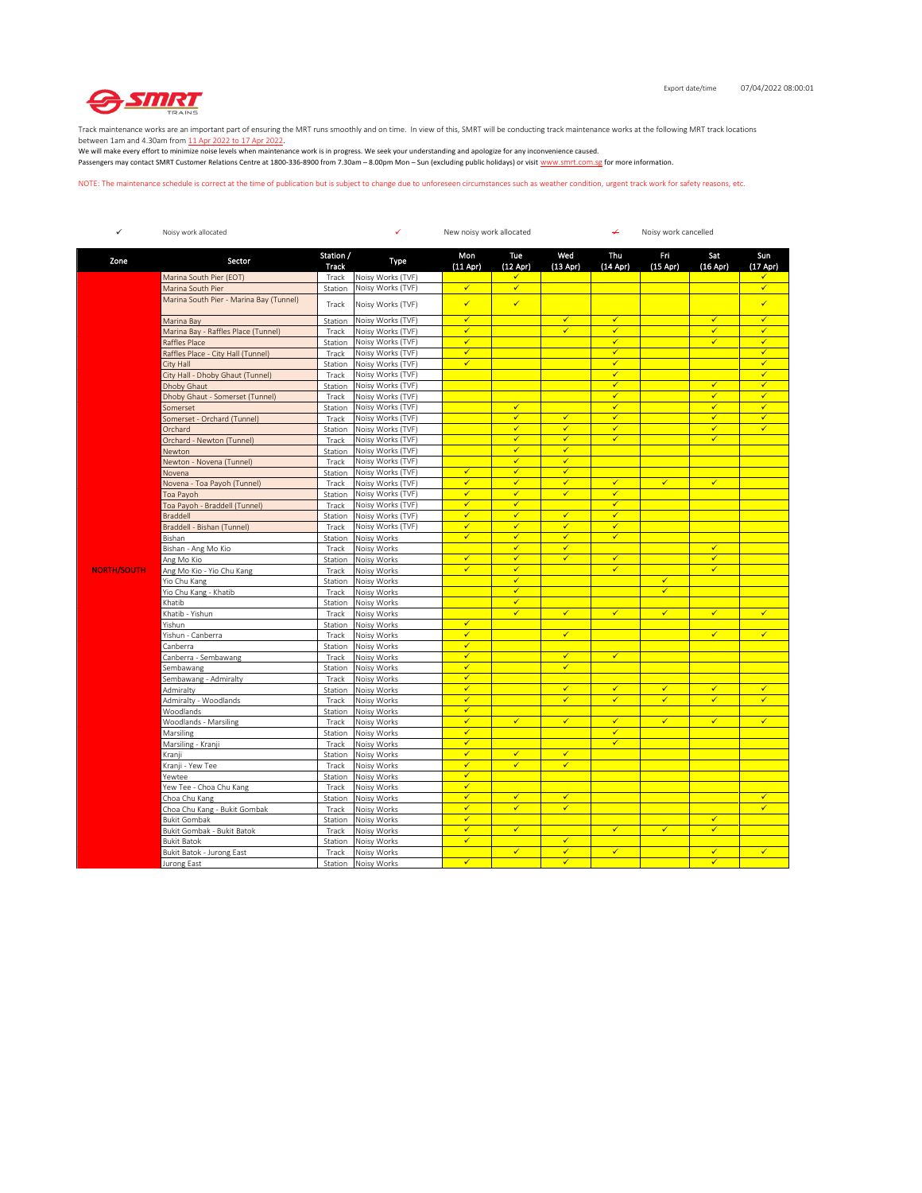Export date/time 07/04/2022 08:00:01

Track maintenance works are an important part of ensuring the MRT runs smoothly and on time. In view of this, SMRT will be conducting track maintenance works at the following MRT track locations between 1am and 4.30am from 11 Apr 2022 to 17 Apr 2022.
We will make every effort to minimize noise levels when maintenance work is in progress. We seek your understanding and apologize for any inconvenience caused.
Passengers may contact SMRT Customer Relations Centre at 1800-336-8900 from 7.30am – 8.00pm Mon – Sun (excluding public holidays) or visit www.smrt.com.sg for more information.

NOTE: The maintenance schedule is correct at the time of publication but is subject to change due to unforeseen circumstances such as weather condition, urgent track work for safety reasons, etc.

✓ Noisy work allocated ✓ New noisy work allocated ✓ Noisy work cancelled

| Zone | Sector | Station / Track | Type | Mon (11 Apr) | Tue (12 Apr) | Wed (13 Apr) | Thu (14 Apr) | Fri (15 Apr) | Sat (16 Apr) | Sun (17 Apr) |
|---|---|---|---|---|---|---|---|---|---|---|
| NORTH/SOUTH | Marina South Pier (EOT) | Track | Noisy Works (TVF) | | ✓ | | | | | ✓ |
| | Marina South Pier | Station | Noisy Works (TVF) | ✓ | ✓ | | | | | ✓ |
| | Marina South Pier - Marina Bay (Tunnel) | Track | Noisy Works (TVF) | ✓ | ✓ | | | | | ✓ |
| | Marina Bay | Station | Noisy Works (TVF) | ✓ | | ✓ | ✓ | | ✓ | ✓ |
| | Marina Bay - Raffles Place (Tunnel) | Track | Noisy Works (TVF) | ✓ | | ✓ | ✓ | | ✓ | ✓ |
| | Raffles Place | Station | Noisy Works (TVF) | ✓ | | | ✓ | | ✓ | ✓ |
| | Raffles Place - City Hall (Tunnel) | Track | Noisy Works (TVF) | ✓ | | | ✓ | | | ✓ |
| | City Hall | Station | Noisy Works (TVF) | ✓ | | | ✓ | | | ✓ |
| | City Hall - Dhoby Ghaut (Tunnel) | Track | Noisy Works (TVF) | | | | ✓ | | | ✓ |
| | Dhoby Ghaut | Station | Noisy Works (TVF) | | | | ✓ | | ✓ | ✓ |
| | Dhoby Ghaut - Somerset (Tunnel) | Track | Noisy Works (TVF) | | | | ✓ | | ✓ | ✓ |
| | Somerset | Station | Noisy Works (TVF) | | ✓ | | ✓ | | ✓ | ✓ |
| | Somerset - Orchard (Tunnel) | Track | Noisy Works (TVF) | | ✓ | ✓ | ✓ | | ✓ | ✓ |
| | Orchard | Station | Noisy Works (TVF) | | ✓ | ✓ | ✓ | | ✓ | ✓ |
| | Orchard - Newton (Tunnel) | Track | Noisy Works (TVF) | | ✓ | ✓ | ✓ | | ✓ | |
| | Newton | Station | Noisy Works (TVF) | | ✓ | ✓ | | | | |
| | Newton - Novena (Tunnel) | Track | Noisy Works (TVF) | | ✓ | ✓ | | | | |
| | Novena | Station | Noisy Works (TVF) | ✓ | ✓ | ✓ | | | | |
| | Novena - Toa Payoh (Tunnel) | Track | Noisy Works (TVF) | ✓ | ✓ | ✓ | ✓ | ✓ | ✓ | |
| | Toa Payoh | Station | Noisy Works (TVF) | ✓ | ✓ | ✓ | ✓ | | | |
| | Toa Payoh - Braddell (Tunnel) | Track | Noisy Works (TVF) | ✓ | ✓ | | ✓ | | | |
| | Braddell | Station | Noisy Works (TVF) | ✓ | ✓ | ✓ | ✓ | | | |
| | Braddell - Bishan (Tunnel) | Track | Noisy Works (TVF) | ✓ | ✓ | ✓ | ✓ | | | |
| | Bishan | Station | Noisy Works | ✓ | ✓ | ✓ | ✓ | | | |
| | Bishan - Ang Mo Kio | Track | Noisy Works | | ✓ | ✓ | | | ✓ | |
| | Ang Mo Kio | Station | Noisy Works | ✓ | ✓ | ✓ | ✓ | | ✓ | |
| | Ang Mo Kio - Yio Chu Kang | Track | Noisy Works | ✓ | ✓ | | ✓ | | ✓ | |
| | Yio Chu Kang | Station | Noisy Works | | ✓ | | | ✓ | | |
| | Yio Chu Kang - Khatib | Track | Noisy Works | | ✓ | | | ✓ | | |
| | Khatib | Station | Noisy Works | | ✓ | | | | | |
| | Khatib - Yishun | Track | Noisy Works | | ✓ | ✓ | ✓ | ✓ | ✓ | ✓ |
| | Yishun | Station | Noisy Works | ✓ | | | | | | |
| | Yishun - Canberra | Track | Noisy Works | ✓ | | ✓ | | | ✓ | ✓ |
| | Canberra | Station | Noisy Works | ✓ | | | | | | |
| | Canberra - Sembawang | Track | Noisy Works | ✓ | | ✓ | ✓ | | | |
| | Sembawang | Station | Noisy Works | ✓ | | ✓ | | | | |
| | Sembawang - Admiralty | Track | Noisy Works | ✓ | | | | | | |
| | Admiralty | Station | Noisy Works | ✓ | | ✓ | ✓ | ✓ | ✓ | ✓ |
| | Admiralty - Woodlands | Track | Noisy Works | ✓ | | ✓ | ✓ | ✓ | ✓ | ✓ |
| | Woodlands | Station | Noisy Works | ✓ | | | | | | |
| | Woodlands - Marsiling | Track | Noisy Works | ✓ | ✓ | ✓ | ✓ | ✓ | ✓ | ✓ |
| | Marsiling | Station | Noisy Works | ✓ | | | ✓ | | | |
| | Marsiling - Kranji | Track | Noisy Works | ✓ | | | ✓ | | | |
| | Kranji | Station | Noisy Works | ✓ | ✓ | ✓ | | | | |
| | Kranji - Yew Tee | Track | Noisy Works | ✓ | ✓ | ✓ | | | | |
| | Yewtee | Station | Noisy Works | ✓ | | | | | | |
| | Yew Tee - Choa Chu Kang | Track | Noisy Works | ✓ | | | | | | |
| | Choa Chu Kang | Station | Noisy Works | ✓ | ✓ | ✓ | | | | ✓ |
| | Choa Chu Kang - Bukit Gombak | Track | Noisy Works | ✓ | ✓ | ✓ | | | | ✓ |
| | Bukit Gombak | Station | Noisy Works | ✓ | | | | | ✓ | |
| | Bukit Gombak - Bukit Batok | Track | Noisy Works | ✓ | ✓ | | ✓ | ✓ | ✓ | |
| | Bukit Batok | Station | Noisy Works | ✓ | | ✓ | | | | |
| | Bukit Batok - Jurong East | Track | Noisy Works | | ✓ | ✓ | ✓ | | ✓ | ✓ |
| | Jurong East | Station | Noisy Works | ✓ | | ✓ | | | ✓ | |